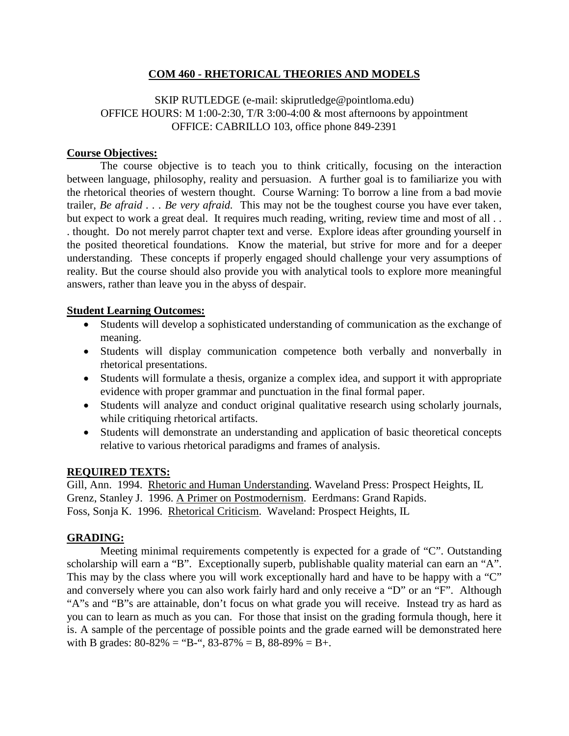# COM 460 - RHETORICAL THEORIES AND MODELS

SKIP RUTLEDGE (e-mail: skiprutledge@pointloma.edu)
OFFICE HOURS: M 1:00-2:30, T/R 3:00-4:00 & most afternoons by appointment
OFFICE: CABRILLO 103, office phone 849-2391

## Course Objectives:

The course objective is to teach you to think critically, focusing on the interaction between language, philosophy, reality and persuasion. A further goal is to familiarize you with the rhetorical theories of western thought. Course Warning: To borrow a line from a bad movie trailer, *Be afraid . . . Be very afraid.* This may not be the toughest course you have ever taken, but expect to work a great deal. It requires much reading, writing, review time and most of all . . . thought. Do not merely parrot chapter text and verse. Explore ideas after grounding yourself in the posited theoretical foundations. Know the material, but strive for more and for a deeper understanding. These concepts if properly engaged should challenge your very assumptions of reality. But the course should also provide you with analytical tools to explore more meaningful answers, rather than leave you in the abyss of despair.

## Student Learning Outcomes:

- Students will develop a sophisticated understanding of communication as the exchange of meaning.
- Students will display communication competence both verbally and nonverbally in rhetorical presentations.
- Students will formulate a thesis, organize a complex idea, and support it with appropriate evidence with proper grammar and punctuation in the final formal paper.
- Students will analyze and conduct original qualitative research using scholarly journals, while critiquing rhetorical artifacts.
- Students will demonstrate an understanding and application of basic theoretical concepts relative to various rhetorical paradigms and frames of analysis.

## REQUIRED TEXTS:

Gill, Ann. 1994. Rhetoric and Human Understanding. Waveland Press: Prospect Heights, IL
Grenz, Stanley J. 1996. A Primer on Postmodernism. Eerdmans: Grand Rapids.
Foss, Sonja K. 1996. Rhetorical Criticism. Waveland: Prospect Heights, IL

## GRADING:

Meeting minimal requirements competently is expected for a grade of "C". Outstanding scholarship will earn a "B". Exceptionally superb, publishable quality material can earn an "A". This may by the class where you will work exceptionally hard and have to be happy with a "C" and conversely where you can also work fairly hard and only receive a "D" or an "F". Although "A"s and "B"s are attainable, don't focus on what grade you will receive. Instead try as hard as you can to learn as much as you can. For those that insist on the grading formula though, here it is. A sample of the percentage of possible points and the grade earned will be demonstrated here with B grades: 80-82% = "B-", 83-87% = B, 88-89% = B+.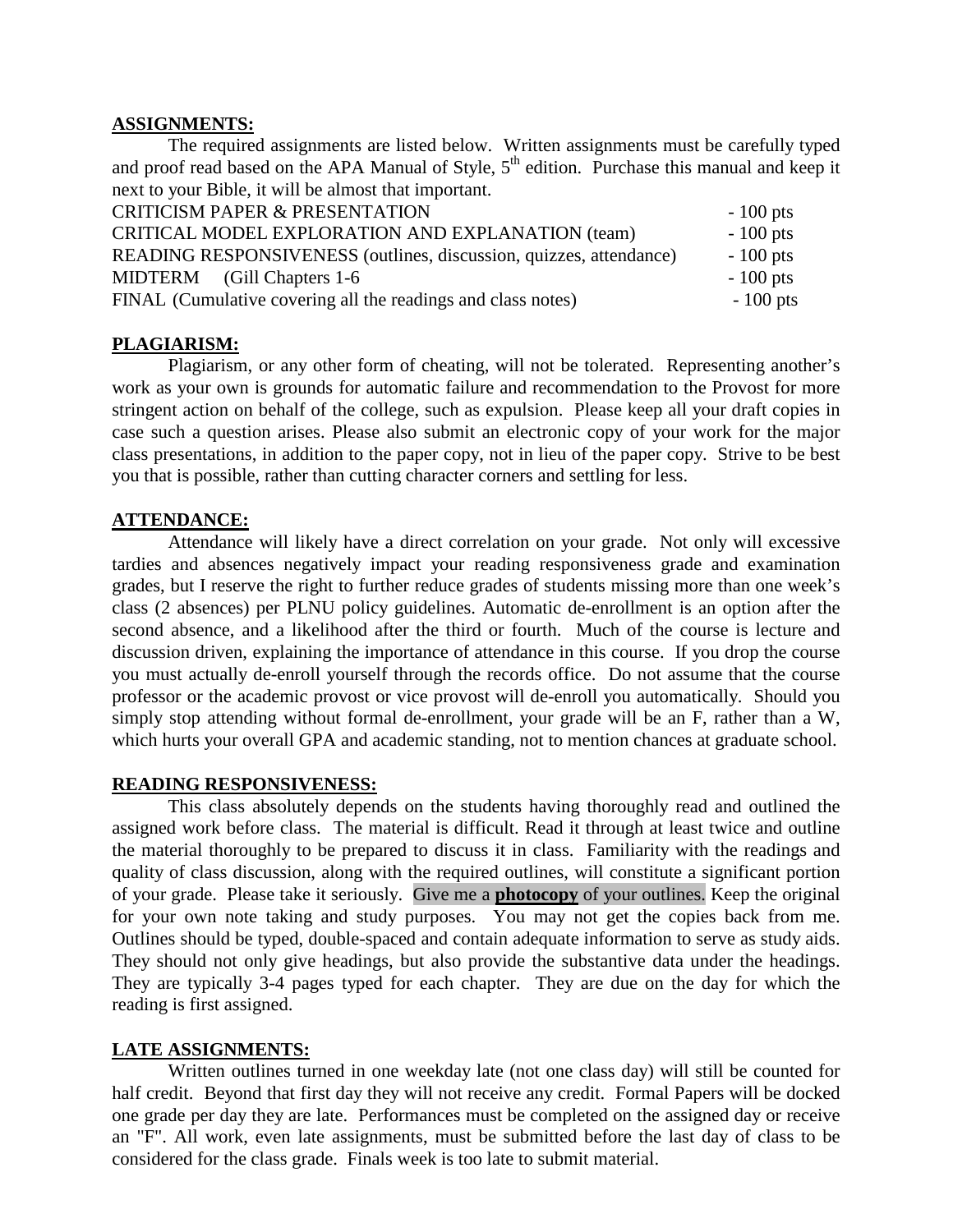**ASSIGNMENTS:**

The required assignments are listed below. Written assignments must be carefully typed and proof read based on the APA Manual of Style, 5th edition. Purchase this manual and keep it next to your Bible, it will be almost that important.

| | |
|---|---|
| CRITICISM PAPER & PRESENTATION | - 100 pts |
| CRITICAL MODEL EXPLORATION AND EXPLANATION (team) | - 100 pts |
| READING RESPONSIVENESS (outlines, discussion, quizzes, attendance) | - 100 pts |
| MIDTERM (Gill Chapters 1-6 | - 100 pts |
| FINAL (Cumulative covering all the readings and class notes) | - 100 pts |

**PLAGIARISM:**

Plagiarism, or any other form of cheating, will not be tolerated. Representing another's work as your own is grounds for automatic failure and recommendation to the Provost for more stringent action on behalf of the college, such as expulsion. Please keep all your draft copies in case such a question arises. Please also submit an electronic copy of your work for the major class presentations, in addition to the paper copy, not in lieu of the paper copy. Strive to be best you that is possible, rather than cutting character corners and settling for less.

**ATTENDANCE:**

Attendance will likely have a direct correlation on your grade. Not only will excessive tardies and absences negatively impact your reading responsiveness grade and examination grades, but I reserve the right to further reduce grades of students missing more than one week's class (2 absences) per PLNU policy guidelines. Automatic de-enrollment is an option after the second absence, and a likelihood after the third or fourth. Much of the course is lecture and discussion driven, explaining the importance of attendance in this course. If you drop the course you must actually de-enroll yourself through the records office. Do not assume that the course professor or the academic provost or vice provost will de-enroll you automatically. Should you simply stop attending without formal de-enrollment, your grade will be an F, rather than a W, which hurts your overall GPA and academic standing, not to mention chances at graduate school.

**READING RESPONSIVENESS:**

This class absolutely depends on the students having thoroughly read and outlined the assigned work before class. The material is difficult. Read it through at least twice and outline the material thoroughly to be prepared to discuss it in class. Familiarity with the readings and quality of class discussion, along with the required outlines, will constitute a significant portion of your grade. Please take it seriously. Give me a **photocopy** of your outlines. Keep the original for your own note taking and study purposes. You may not get the copies back from me. Outlines should be typed, double-spaced and contain adequate information to serve as study aids. They should not only give headings, but also provide the substantive data under the headings. They are typically 3-4 pages typed for each chapter. They are due on the day for which the reading is first assigned.

**LATE ASSIGNMENTS:**

Written outlines turned in one weekday late (not one class day) will still be counted for half credit. Beyond that first day they will not receive any credit. Formal Papers will be docked one grade per day they are late. Performances must be completed on the assigned day or receive an "F". All work, even late assignments, must be submitted before the last day of class to be considered for the class grade. Finals week is too late to submit material.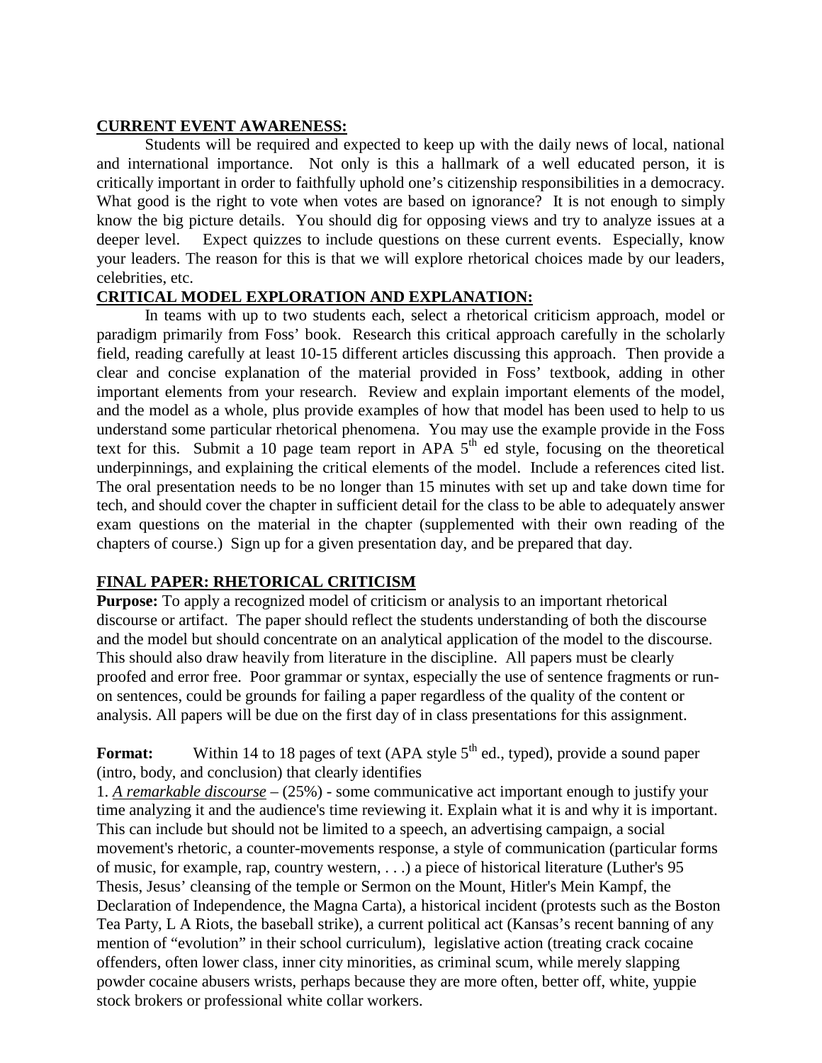**CURRENT EVENT AWARENESS:**

Students will be required and expected to keep up with the daily news of local, national and international importance. Not only is this a hallmark of a well educated person, it is critically important in order to faithfully uphold one's citizenship responsibilities in a democracy. What good is the right to vote when votes are based on ignorance? It is not enough to simply know the big picture details. You should dig for opposing views and try to analyze issues at a deeper level. Expect quizzes to include questions on these current events. Especially, know your leaders. The reason for this is that we will explore rhetorical choices made by our leaders, celebrities, etc.

**CRITICAL MODEL EXPLORATION AND EXPLANATION:**

In teams with up to two students each, select a rhetorical criticism approach, model or paradigm primarily from Foss' book. Research this critical approach carefully in the scholarly field, reading carefully at least 10-15 different articles discussing this approach. Then provide a clear and concise explanation of the material provided in Foss' textbook, adding in other important elements from your research. Review and explain important elements of the model, and the model as a whole, plus provide examples of how that model has been used to help to us understand some particular rhetorical phenomena. You may use the example provide in the Foss text for this. Submit a 10 page team report in APA 5th ed style, focusing on the theoretical underpinnings, and explaining the critical elements of the model. Include a references cited list. The oral presentation needs to be no longer than 15 minutes with set up and take down time for tech, and should cover the chapter in sufficient detail for the class to be able to adequately answer exam questions on the material in the chapter (supplemented with their own reading of the chapters of course.) Sign up for a given presentation day, and be prepared that day.

**FINAL PAPER: RHETORICAL CRITICISM**

**Purpose:** To apply a recognized model of criticism or analysis to an important rhetorical discourse or artifact. The paper should reflect the students understanding of both the discourse and the model but should concentrate on an analytical application of the model to the discourse. This should also draw heavily from literature in the discipline. All papers must be clearly proofed and error free. Poor grammar or syntax, especially the use of sentence fragments or run-on sentences, could be grounds for failing a paper regardless of the quality of the content or analysis. All papers will be due on the first day of in class presentations for this assignment.

**Format:** Within 14 to 18 pages of text (APA style 5th ed., typed), provide a sound paper (intro, body, and conclusion) that clearly identifies

1. ***A remarkable discourse*** – (25%) - some communicative act important enough to justify your time analyzing it and the audience's time reviewing it. Explain what it is and why it is important. This can include but should not be limited to a speech, an advertising campaign, a social movement's rhetoric, a counter-movements response, a style of communication (particular forms of music, for example, rap, country western, . . .) a piece of historical literature (Luther's 95 Thesis, Jesus' cleansing of the temple or Sermon on the Mount, Hitler's Mein Kampf, the Declaration of Independence, the Magna Carta), a historical incident (protests such as the Boston Tea Party, L A Riots, the baseball strike), a current political act (Kansas's recent banning of any mention of "evolution" in their school curriculum), legislative action (treating crack cocaine offenders, often lower class, inner city minorities, as criminal scum, while merely slapping powder cocaine abusers wrists, perhaps because they are more often, better off, white, yuppie stock brokers or professional white collar workers.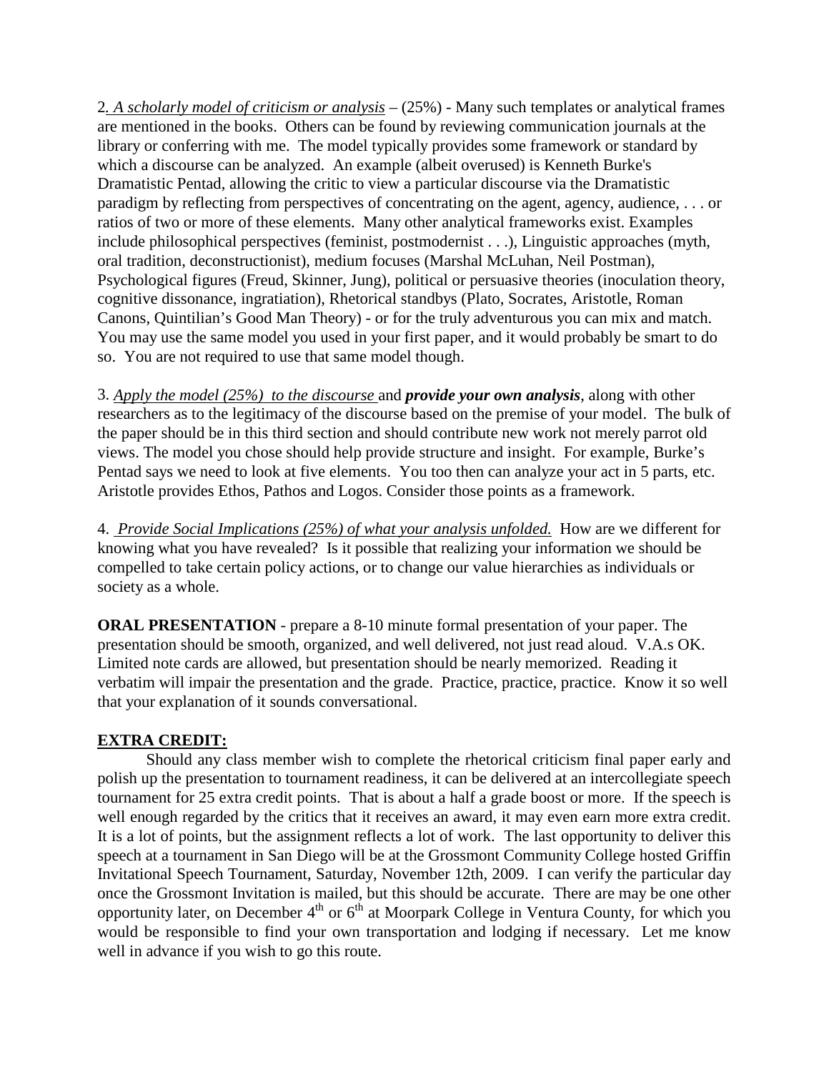2. _A scholarly model of criticism or analysis_ – (25%) - Many such templates or analytical frames are mentioned in the books. Others can be found by reviewing communication journals at the library or conferring with me. The model typically provides some framework or standard by which a discourse can be analyzed. An example (albeit overused) is Kenneth Burke's Dramatistic Pentad, allowing the critic to view a particular discourse via the Dramatistic paradigm by reflecting from perspectives of concentrating on the agent, agency, audience, . . . or ratios of two or more of these elements. Many other analytical frameworks exist. Examples include philosophical perspectives (feminist, postmodernist . . .), Linguistic approaches (myth, oral tradition, deconstructionist), medium focuses (Marshal McLuhan, Neil Postman), Psychological figures (Freud, Skinner, Jung), political or persuasive theories (inoculation theory, cognitive dissonance, ingratiation), Rhetorical standbys (Plato, Socrates, Aristotle, Roman Canons, Quintilian's Good Man Theory) - or for the truly adventurous you can mix and match. You may use the same model you used in your first paper, and it would probably be smart to do so. You are not required to use that same model though.

3. _Apply the model (25%) to the discourse_ and ***provide your own analysis***, along with other researchers as to the legitimacy of the discourse based on the premise of your model. The bulk of the paper should be in this third section and should contribute new work not merely parrot old views. The model you chose should help provide structure and insight. For example, Burke's Pentad says we need to look at five elements. You too then can analyze your act in 5 parts, etc. Aristotle provides Ethos, Pathos and Logos. Consider those points as a framework.

4. _Provide Social Implications (25%) of what your analysis unfolded._ How are we different for knowing what you have revealed? Is it possible that realizing your information we should be compelled to take certain policy actions, or to change our value hierarchies as individuals or society as a whole.

**ORAL PRESENTATION** - prepare a 8-10 minute formal presentation of your paper. The presentation should be smooth, organized, and well delivered, not just read aloud. V.A.s OK. Limited note cards are allowed, but presentation should be nearly memorized. Reading it verbatim will impair the presentation and the grade. Practice, practice, practice. Know it so well that your explanation of it sounds conversational.

**EXTRA CREDIT:**

Should any class member wish to complete the rhetorical criticism final paper early and polish up the presentation to tournament readiness, it can be delivered at an intercollegiate speech tournament for 25 extra credit points. That is about a half a grade boost or more. If the speech is well enough regarded by the critics that it receives an award, it may even earn more extra credit. It is a lot of points, but the assignment reflects a lot of work. The last opportunity to deliver this speech at a tournament in San Diego will be at the Grossmont Community College hosted Griffin Invitational Speech Tournament, Saturday, November 12th, 2009. I can verify the particular day once the Grossmont Invitation is mailed, but this should be accurate. There are may be one other opportunity later, on December 4th or 6th at Moorpark College in Ventura County, for which you would be responsible to find your own transportation and lodging if necessary. Let me know well in advance if you wish to go this route.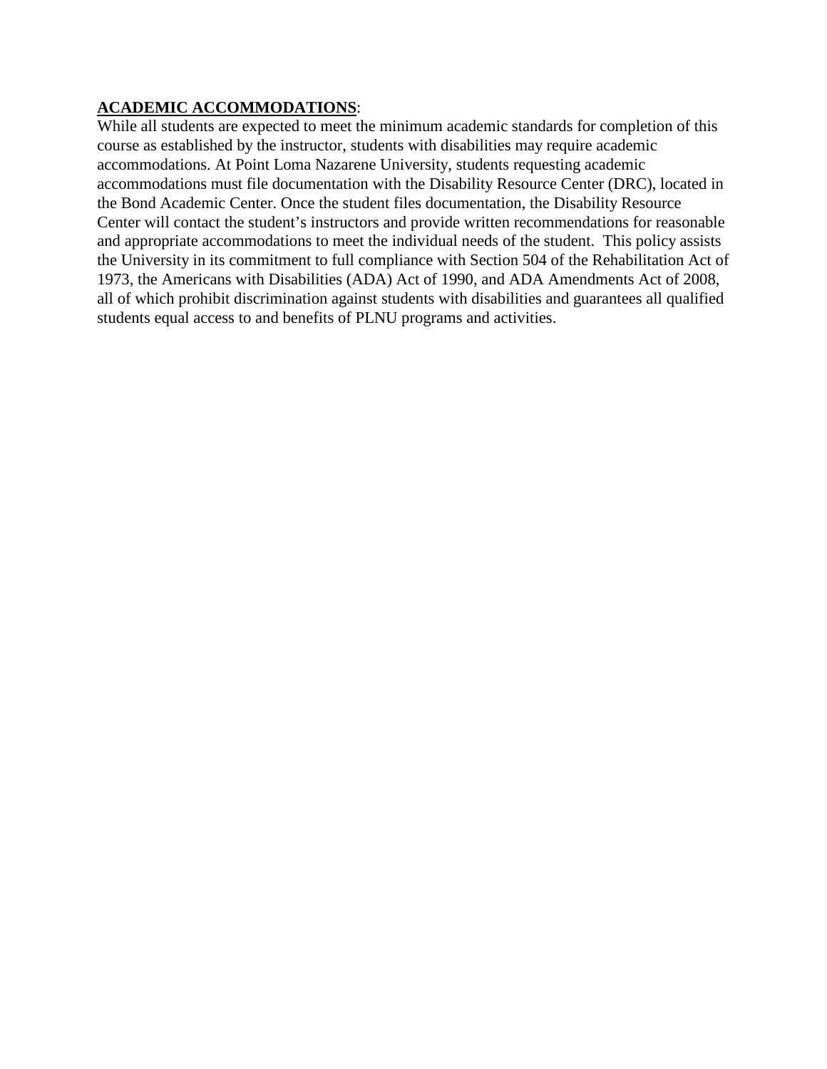**ACADEMIC ACCOMMODATIONS**:

While all students are expected to meet the minimum academic standards for completion of this course as established by the instructor, students with disabilities may require academic accommodations. At Point Loma Nazarene University, students requesting academic accommodations must file documentation with the Disability Resource Center (DRC), located in the Bond Academic Center. Once the student files documentation, the Disability Resource Center will contact the student's instructors and provide written recommendations for reasonable and appropriate accommodations to meet the individual needs of the student. This policy assists the University in its commitment to full compliance with Section 504 of the Rehabilitation Act of 1973, the Americans with Disabilities (ADA) Act of 1990, and ADA Amendments Act of 2008, all of which prohibit discrimination against students with disabilities and guarantees all qualified students equal access to and benefits of PLNU programs and activities.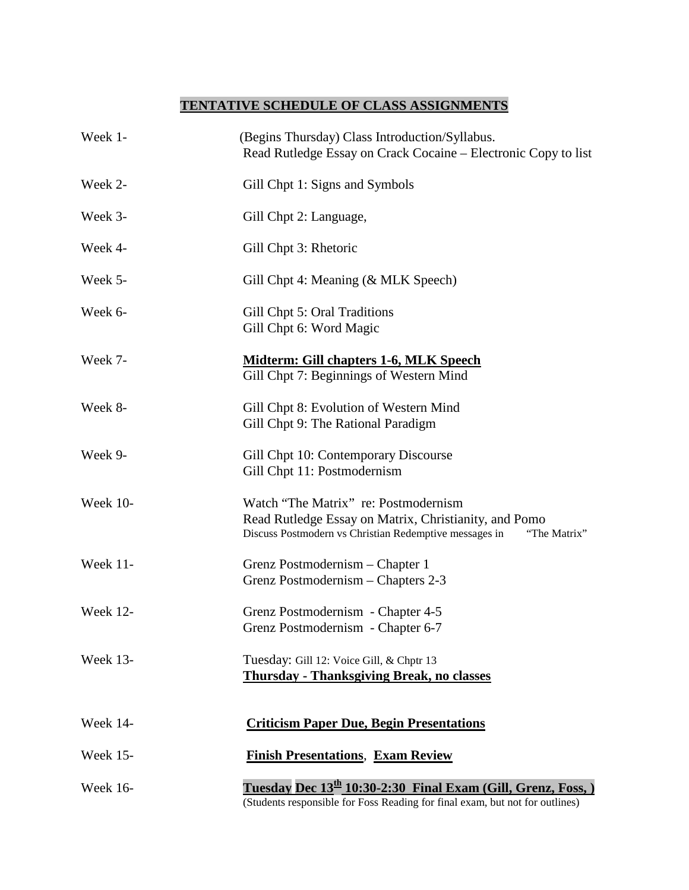## TENTATIVE SCHEDULE OF CLASS ASSIGNMENTS

| | |
|---|---|
| Week 1- | (Begins Thursday) Class Introduction/Syllabus.<br>Read Rutledge Essay on Crack Cocaine – Electronic Copy to list |
| Week 2- | Gill Chpt 1: Signs and Symbols |
| Week 3- | Gill Chpt 2: Language, |
| Week 4- | Gill Chpt 3: Rhetoric |
| Week 5- | Gill Chpt 4: Meaning (& MLK Speech) |
| Week 6- | Gill Chpt 5: Oral Traditions<br>Gill Chpt 6: Word Magic |
| Week 7- | **Midterm: Gill chapters 1-6, MLK Speech**<br>Gill Chpt 7: Beginnings of Western Mind |
| Week 8- | Gill Chpt 8: Evolution of Western Mind<br>Gill Chpt 9: The Rational Paradigm |
| Week 9- | Gill Chpt 10: Contemporary Discourse<br>Gill Chpt 11: Postmodernism |
| Week 10- | Watch "The Matrix" re: Postmodernism<br>Read Rutledge Essay on Matrix, Christianity, and Pomo<br>Discuss Postmodern vs Christian Redemptive messages in "The Matrix" |
| Week 11- | Grenz Postmodernism – Chapter 1<br>Grenz Postmodernism – Chapters 2-3 |
| Week 12- | Grenz Postmodernism - Chapter 4-5<br>Grenz Postmodernism - Chapter 6-7 |
| Week 13- | Tuesday: Gill 12: Voice Gill, & Chptr 13<br>**Thursday - Thanksgiving Break, no classes** |
| Week 14- | **Criticism Paper Due, Begin Presentations** |
| Week 15- | **Finish Presentations**, **Exam Review** |
| Week 16- | **Tuesday Dec 13th 10:30-2:30 Final Exam (Gill, Grenz, Foss, )**<br>(Students responsible for Foss Reading for final exam, but not for outlines) |